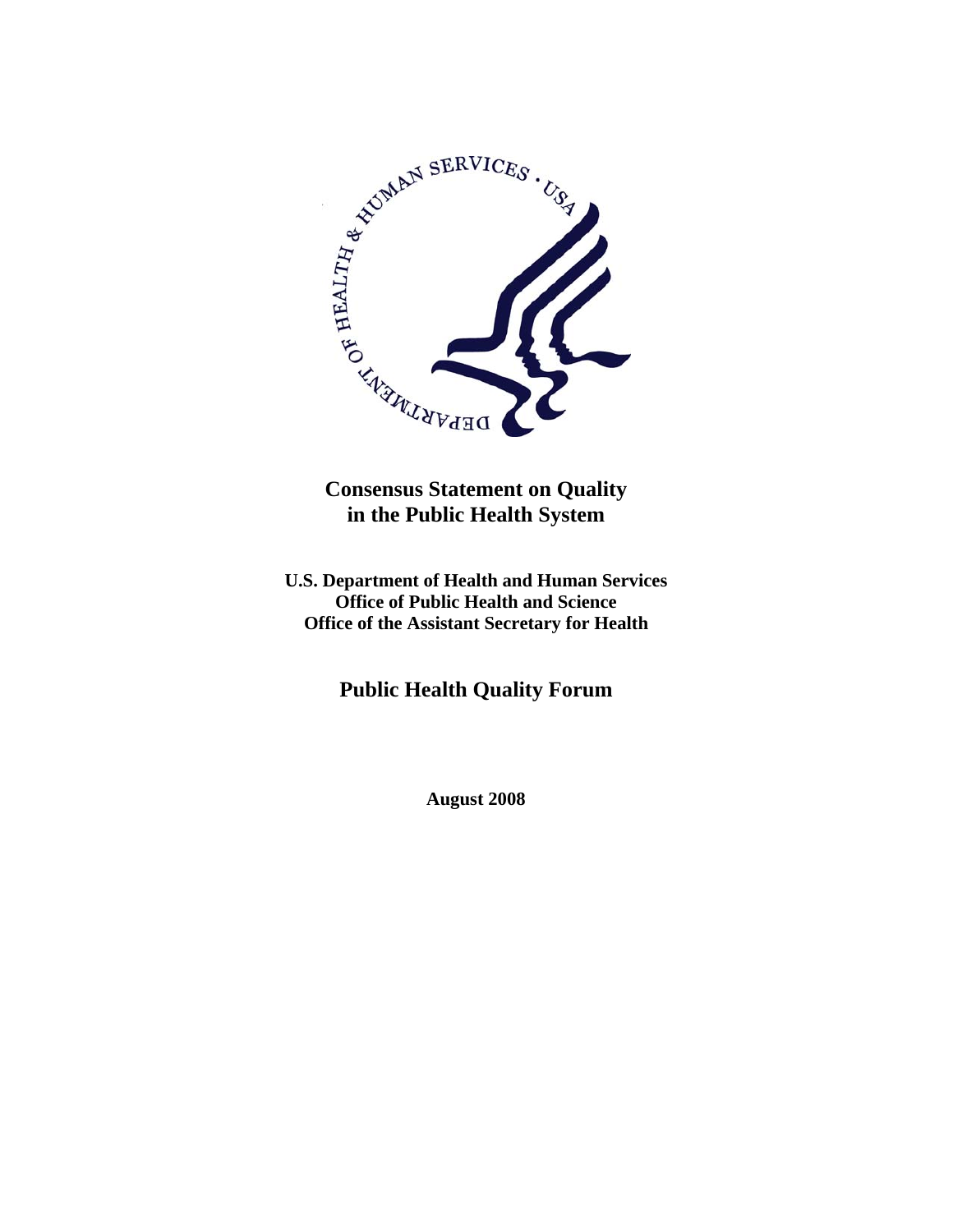# Consensus Statement on Quality in the Public Health System

**U.S. Department of Health and Human Services**
**Office of Public Health and Science**
**Office of the Assistant Secretary for Health**

## Public Health Quality Forum

**August 2008**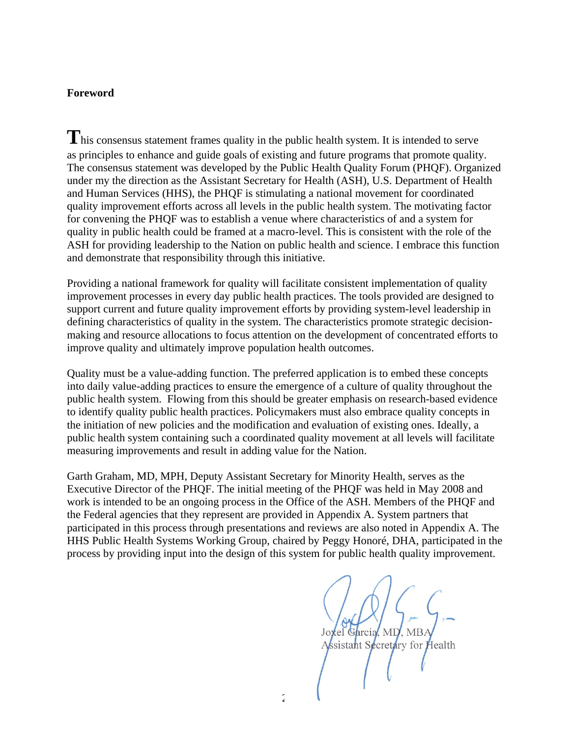**Foreword**

This consensus statement frames quality in the public health system. It is intended to serve as principles to enhance and guide goals of existing and future programs that promote quality. The consensus statement was developed by the Public Health Quality Forum (PHQF). Organized under my the direction as the Assistant Secretary for Health (ASH), U.S. Department of Health and Human Services (HHS), the PHQF is stimulating a national movement for coordinated quality improvement efforts across all levels in the public health system. The motivating factor for convening the PHQF was to establish a venue where characteristics of and a system for quality in public health could be framed at a macro-level. This is consistent with the role of the ASH for providing leadership to the Nation on public health and science. I embrace this function and demonstrate that responsibility through this initiative.

Providing a national framework for quality will facilitate consistent implementation of quality improvement processes in every day public health practices. The tools provided are designed to support current and future quality improvement efforts by providing system-level leadership in defining characteristics of quality in the system. The characteristics promote strategic decision-making and resource allocations to focus attention on the development of concentrated efforts to improve quality and ultimately improve population health outcomes.

Quality must be a value-adding function. The preferred application is to embed these concepts into daily value-adding practices to ensure the emergence of a culture of quality throughout the public health system. Flowing from this should be greater emphasis on research-based evidence to identify quality public health practices. Policymakers must also embrace quality concepts in the initiation of new policies and the modification and evaluation of existing ones. Ideally, a public health system containing such a coordinated quality movement at all levels will facilitate measuring improvements and result in adding value for the Nation.

Garth Graham, MD, MPH, Deputy Assistant Secretary for Minority Health, serves as the Executive Director of the PHQF. The initial meeting of the PHQF was held in May 2008 and work is intended to be an ongoing process in the Office of the ASH. Members of the PHQF and the Federal agencies that they represent are provided in Appendix A. System partners that participated in this process through presentations and reviews are also noted in Appendix A. The HHS Public Health Systems Working Group, chaired by Peggy Honoré, DHA, participated in the process by providing input into the design of this system for public health quality improvement.

Joxel Garcia, MD, MBA
Assistant Secretary for Health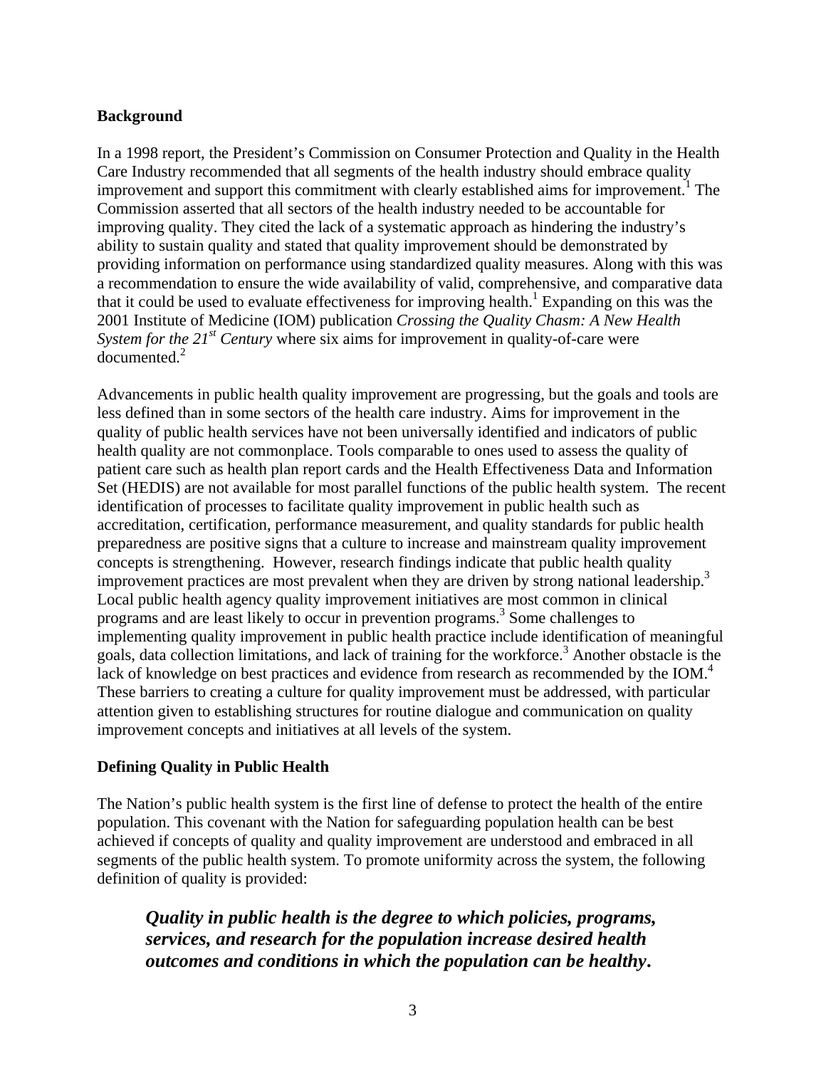## Background

In a 1998 report, the President's Commission on Consumer Protection and Quality in the Health Care Industry recommended that all segments of the health industry should embrace quality improvement and support this commitment with clearly established aims for improvement.[1] The Commission asserted that all sectors of the health industry needed to be accountable for improving quality. They cited the lack of a systematic approach as hindering the industry's ability to sustain quality and stated that quality improvement should be demonstrated by providing information on performance using standardized quality measures. Along with this was a recommendation to ensure the wide availability of valid, comprehensive, and comparative data that it could be used to evaluate effectiveness for improving health.[1] Expanding on this was the 2001 Institute of Medicine (IOM) publication *Crossing the Quality Chasm: A New Health System for the 21st Century* where six aims for improvement in quality-of-care were documented.[2]

Advancements in public health quality improvement are progressing, but the goals and tools are less defined than in some sectors of the health care industry. Aims for improvement in the quality of public health services have not been universally identified and indicators of public health quality are not commonplace. Tools comparable to ones used to assess the quality of patient care such as health plan report cards and the Health Effectiveness Data and Information Set (HEDIS) are not available for most parallel functions of the public health system. The recent identification of processes to facilitate quality improvement in public health such as accreditation, certification, performance measurement, and quality standards for public health preparedness are positive signs that a culture to increase and mainstream quality improvement concepts is strengthening. However, research findings indicate that public health quality improvement practices are most prevalent when they are driven by strong national leadership.[3] Local public health agency quality improvement initiatives are most common in clinical programs and are least likely to occur in prevention programs.[3] Some challenges to implementing quality improvement in public health practice include identification of meaningful goals, data collection limitations, and lack of training for the workforce.[3] Another obstacle is the lack of knowledge on best practices and evidence from research as recommended by the IOM.[4] These barriers to creating a culture for quality improvement must be addressed, with particular attention given to establishing structures for routine dialogue and communication on quality improvement concepts and initiatives at all levels of the system.

## Defining Quality in Public Health

The Nation's public health system is the first line of defense to protect the health of the entire population. This covenant with the Nation for safeguarding population health can be best achieved if concepts of quality and quality improvement are understood and embraced in all segments of the public health system. To promote uniformity across the system, the following definition of quality is provided:

> ***Quality in public health is the degree to which policies, programs, services, and research for the population increase desired health outcomes and conditions in which the population can be healthy.***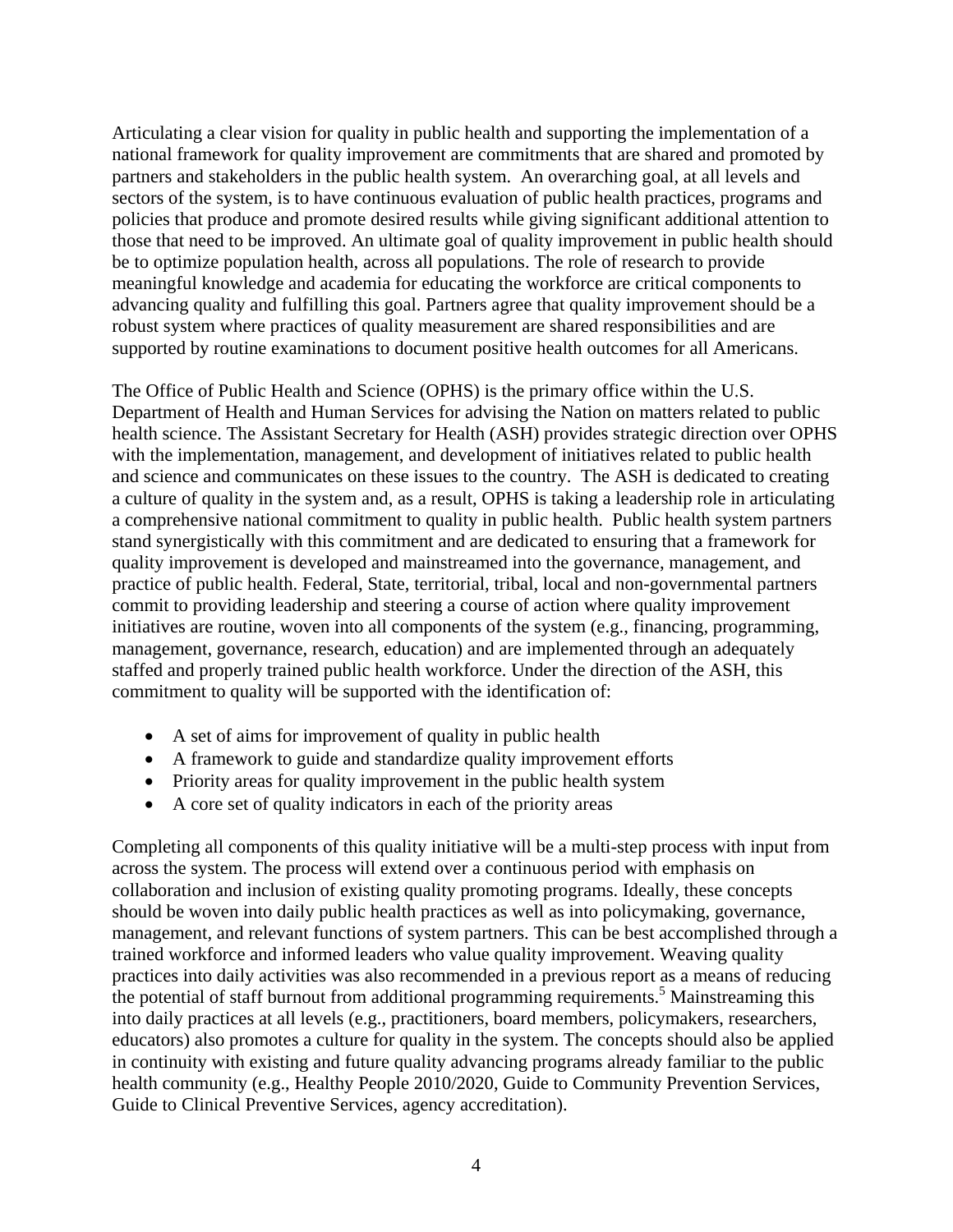Articulating a clear vision for quality in public health and supporting the implementation of a national framework for quality improvement are commitments that are shared and promoted by partners and stakeholders in the public health system. An overarching goal, at all levels and sectors of the system, is to have continuous evaluation of public health practices, programs and policies that produce and promote desired results while giving significant additional attention to those that need to be improved. An ultimate goal of quality improvement in public health should be to optimize population health, across all populations. The role of research to provide meaningful knowledge and academia for educating the workforce are critical components to advancing quality and fulfilling this goal. Partners agree that quality improvement should be a robust system where practices of quality measurement are shared responsibilities and are supported by routine examinations to document positive health outcomes for all Americans.

The Office of Public Health and Science (OPHS) is the primary office within the U.S. Department of Health and Human Services for advising the Nation on matters related to public health science. The Assistant Secretary for Health (ASH) provides strategic direction over OPHS with the implementation, management, and development of initiatives related to public health and science and communicates on these issues to the country. The ASH is dedicated to creating a culture of quality in the system and, as a result, OPHS is taking a leadership role in articulating a comprehensive national commitment to quality in public health. Public health system partners stand synergistically with this commitment and are dedicated to ensuring that a framework for quality improvement is developed and mainstreamed into the governance, management, and practice of public health. Federal, State, territorial, tribal, local and non-governmental partners commit to providing leadership and steering a course of action where quality improvement initiatives are routine, woven into all components of the system (e.g., financing, programming, management, governance, research, education) and are implemented through an adequately staffed and properly trained public health workforce. Under the direction of the ASH, this commitment to quality will be supported with the identification of:

- A set of aims for improvement of quality in public health
- A framework to guide and standardize quality improvement efforts
- Priority areas for quality improvement in the public health system
- A core set of quality indicators in each of the priority areas

Completing all components of this quality initiative will be a multi-step process with input from across the system. The process will extend over a continuous period with emphasis on collaboration and inclusion of existing quality promoting programs. Ideally, these concepts should be woven into daily public health practices as well as into policymaking, governance, management, and relevant functions of system partners. This can be best accomplished through a trained workforce and informed leaders who value quality improvement. Weaving quality practices into daily activities was also recommended in a previous report as a means of reducing the potential of staff burnout from additional programming requirements.[5] Mainstreaming this into daily practices at all levels (e.g., practitioners, board members, policymakers, researchers, educators) also promotes a culture for quality in the system. The concepts should also be applied in continuity with existing and future quality advancing programs already familiar to the public health community (e.g., Healthy People 2010/2020, Guide to Community Prevention Services, Guide to Clinical Preventive Services, agency accreditation).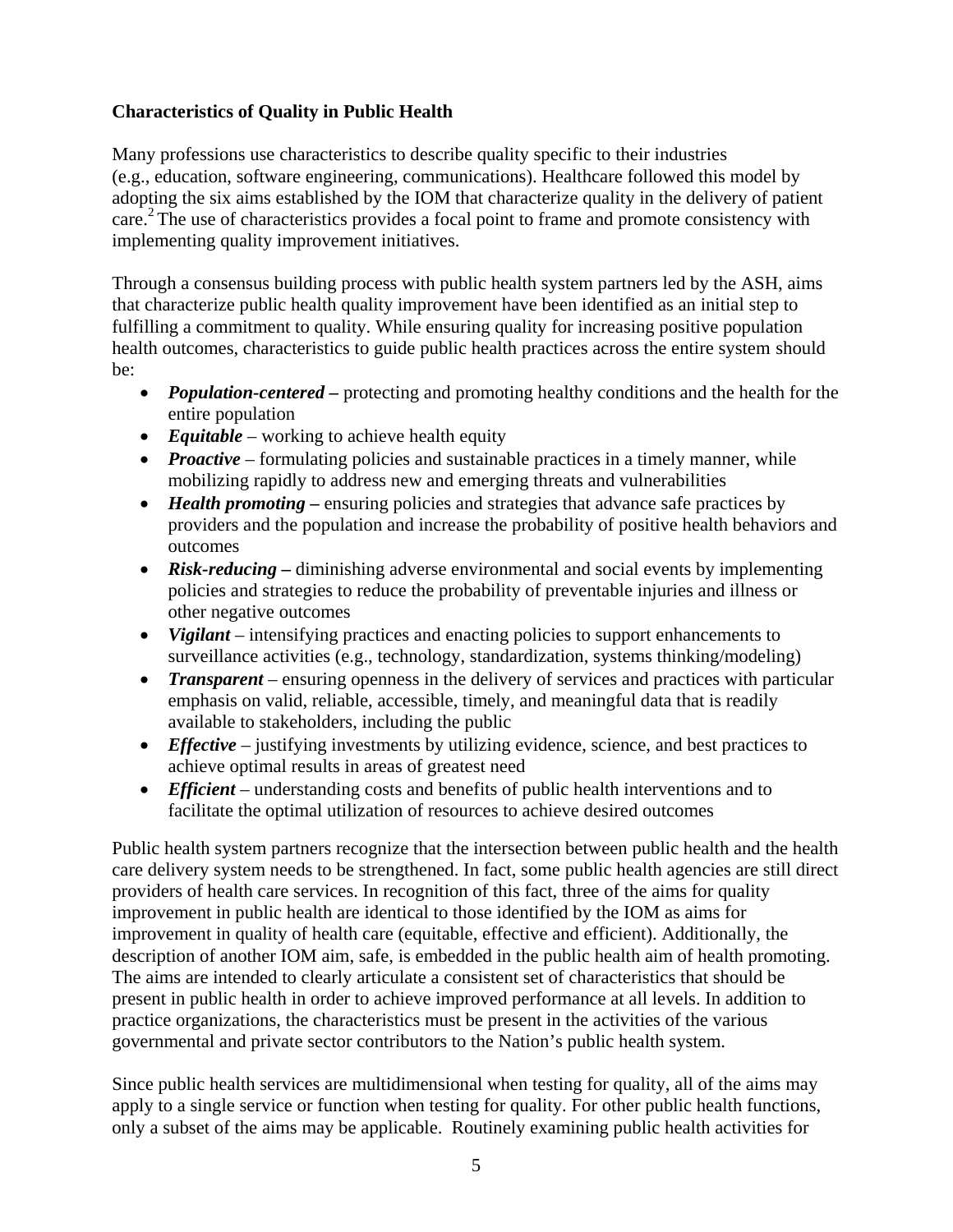**Characteristics of Quality in Public Health**

Many professions use characteristics to describe quality specific to their industries (e.g., education, software engineering, communications). Healthcare followed this model by adopting the six aims established by the IOM that characterize quality in the delivery of patient care.[2] The use of characteristics provides a focal point to frame and promote consistency with implementing quality improvement initiatives.

Through a consensus building process with public health system partners led by the ASH, aims that characterize public health quality improvement have been identified as an initial step to fulfilling a commitment to quality. While ensuring quality for increasing positive population health outcomes, characteristics to guide public health practices across the entire system should be:

- ***Population-centered*** **–** protecting and promoting healthy conditions and the health for the entire population
- ***Equitable*** – working to achieve health equity
- ***Proactive*** – formulating policies and sustainable practices in a timely manner, while mobilizing rapidly to address new and emerging threats and vulnerabilities
- ***Health promoting*** **–** ensuring policies and strategies that advance safe practices by providers and the population and increase the probability of positive health behaviors and outcomes
- ***Risk-reducing*** **–** diminishing adverse environmental and social events by implementing policies and strategies to reduce the probability of preventable injuries and illness or other negative outcomes
- ***Vigilant*** – intensifying practices and enacting policies to support enhancements to surveillance activities (e.g., technology, standardization, systems thinking/modeling)
- ***Transparent*** – ensuring openness in the delivery of services and practices with particular emphasis on valid, reliable, accessible, timely, and meaningful data that is readily available to stakeholders, including the public
- ***Effective*** – justifying investments by utilizing evidence, science, and best practices to achieve optimal results in areas of greatest need
- ***Efficient*** – understanding costs and benefits of public health interventions and to facilitate the optimal utilization of resources to achieve desired outcomes

Public health system partners recognize that the intersection between public health and the health care delivery system needs to be strengthened. In fact, some public health agencies are still direct providers of health care services. In recognition of this fact, three of the aims for quality improvement in public health are identical to those identified by the IOM as aims for improvement in quality of health care (equitable, effective and efficient). Additionally, the description of another IOM aim, safe, is embedded in the public health aim of health promoting. The aims are intended to clearly articulate a consistent set of characteristics that should be present in public health in order to achieve improved performance at all levels. In addition to practice organizations, the characteristics must be present in the activities of the various governmental and private sector contributors to the Nation's public health system.

Since public health services are multidimensional when testing for quality, all of the aims may apply to a single service or function when testing for quality. For other public health functions, only a subset of the aims may be applicable. Routinely examining public health activities for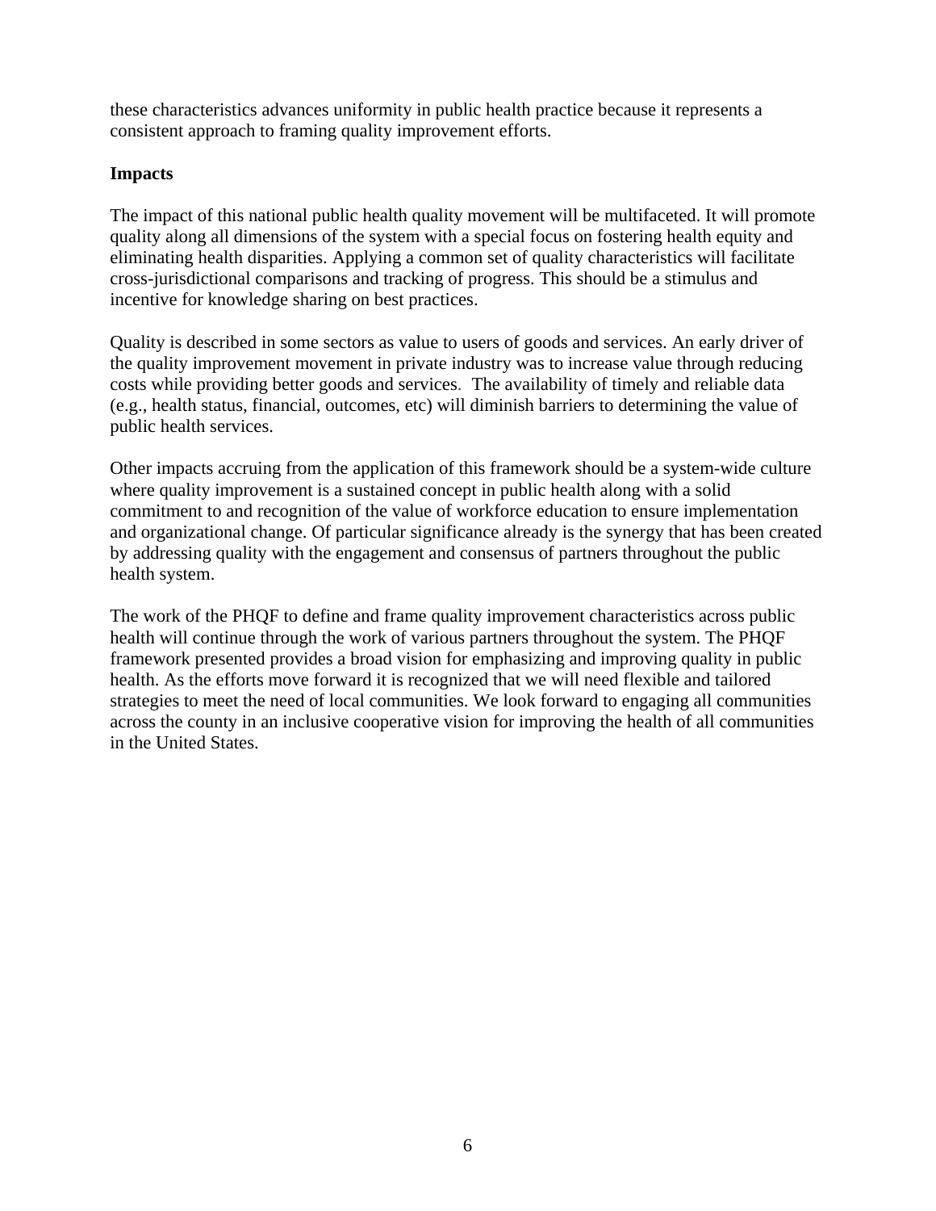these characteristics advances uniformity in public health practice because it represents a consistent approach to framing quality improvement efforts.

**Impacts**

The impact of this national public health quality movement will be multifaceted. It will promote quality along all dimensions of the system with a special focus on fostering health equity and eliminating health disparities. Applying a common set of quality characteristics will facilitate cross-jurisdictional comparisons and tracking of progress. This should be a stimulus and incentive for knowledge sharing on best practices.

Quality is described in some sectors as value to users of goods and services. An early driver of the quality improvement movement in private industry was to increase value through reducing costs while providing better goods and services. The availability of timely and reliable data (e.g., health status, financial, outcomes, etc) will diminish barriers to determining the value of public health services.

Other impacts accruing from the application of this framework should be a system-wide culture where quality improvement is a sustained concept in public health along with a solid commitment to and recognition of the value of workforce education to ensure implementation and organizational change. Of particular significance already is the synergy that has been created by addressing quality with the engagement and consensus of partners throughout the public health system.

The work of the PHQF to define and frame quality improvement characteristics across public health will continue through the work of various partners throughout the system. The PHQF framework presented provides a broad vision for emphasizing and improving quality in public health. As the efforts move forward it is recognized that we will need flexible and tailored strategies to meet the need of local communities. We look forward to engaging all communities across the county in an inclusive cooperative vision for improving the health of all communities in the United States.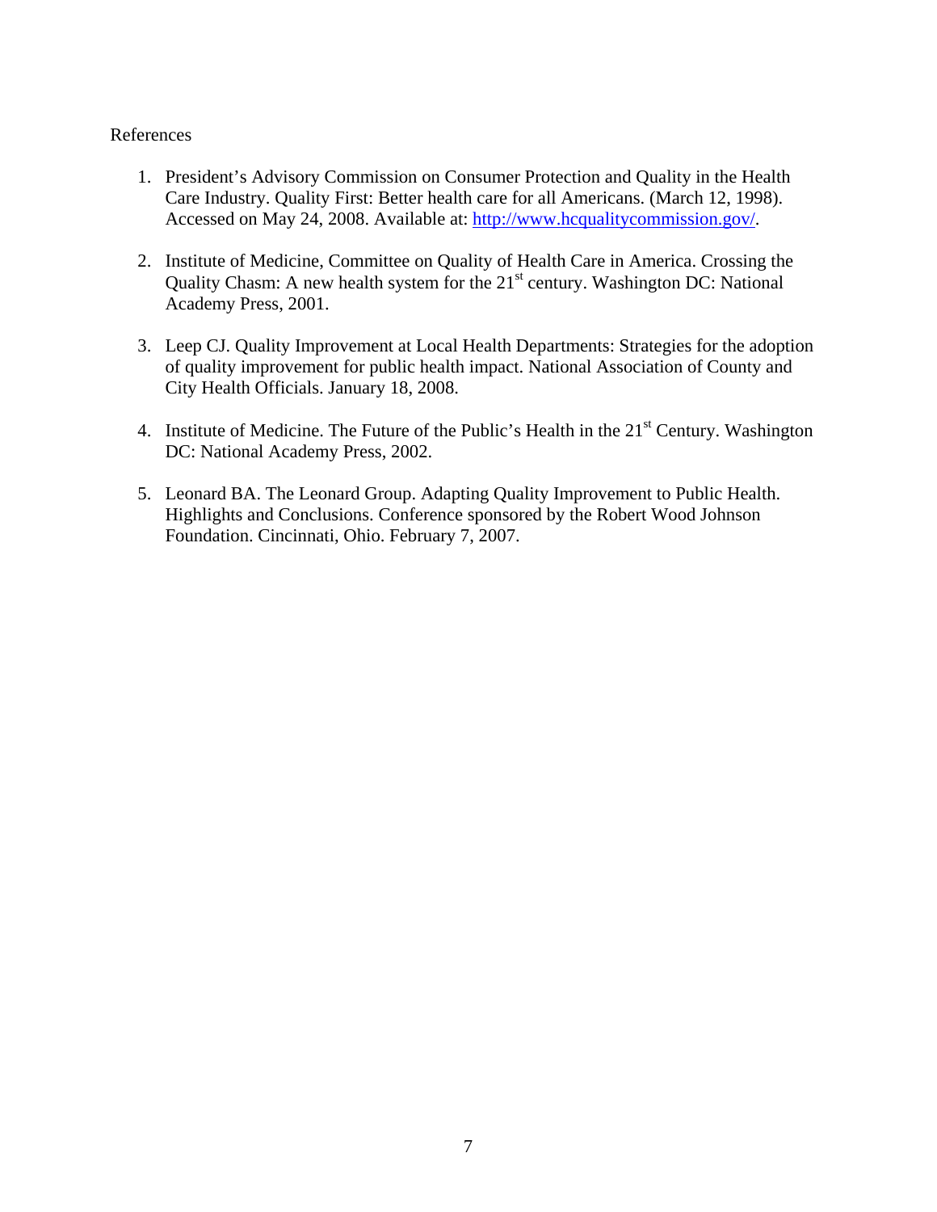References

1. President's Advisory Commission on Consumer Protection and Quality in the Health Care Industry. Quality First: Better health care for all Americans. (March 12, 1998). Accessed on May 24, 2008. Available at: http://www.hcqualitycommission.gov/.

2. Institute of Medicine, Committee on Quality of Health Care in America. Crossing the Quality Chasm: A new health system for the 21st century. Washington DC: National Academy Press, 2001.

3. Leep CJ. Quality Improvement at Local Health Departments: Strategies for the adoption of quality improvement for public health impact. National Association of County and City Health Officials. January 18, 2008.

4. Institute of Medicine. The Future of the Public's Health in the 21st Century. Washington DC: National Academy Press, 2002.

5. Leonard BA. The Leonard Group. Adapting Quality Improvement to Public Health. Highlights and Conclusions. Conference sponsored by the Robert Wood Johnson Foundation. Cincinnati, Ohio. February 7, 2007.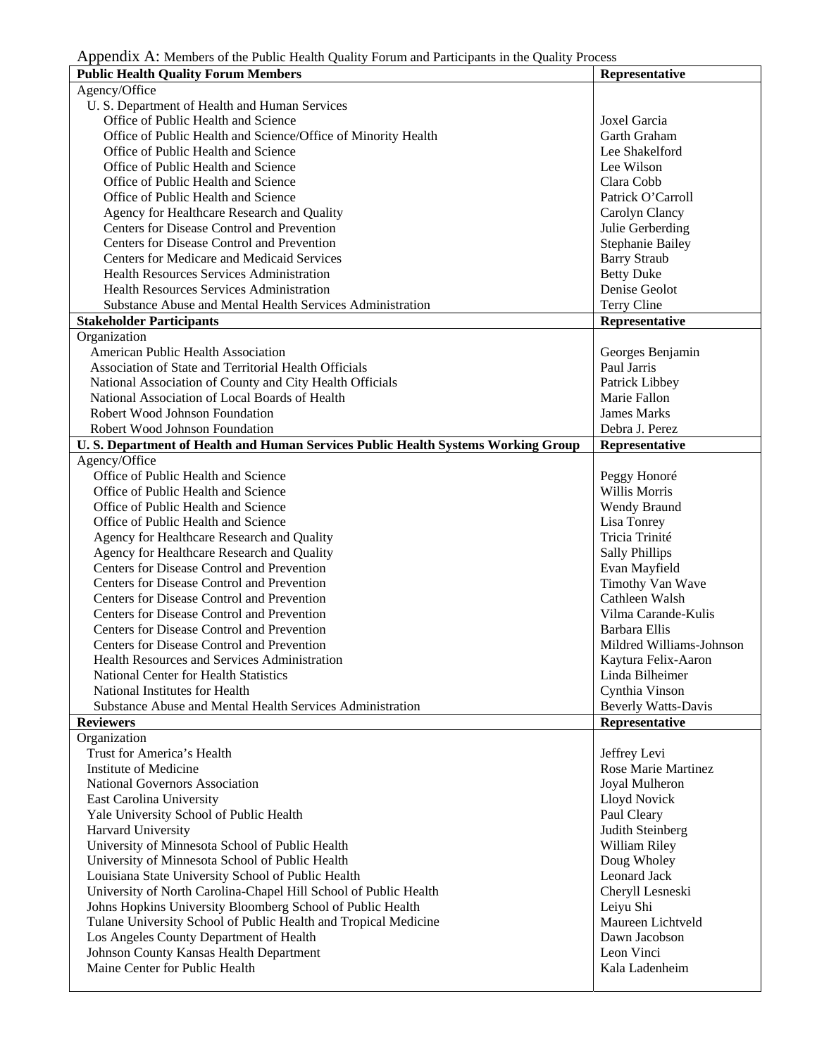Appendix A: Members of the Public Health Quality Forum and Participants in the Quality Process

| Public Health Quality Forum Members | Representative |
|---|---|
| Agency/Office | |
| U. S. Department of Health and Human Services | |
| Office of Public Health and Science | Joxel Garcia |
| Office of Public Health and Science/Office of Minority Health | Garth Graham |
| Office of Public Health and Science | Lee Shakelford |
| Office of Public Health and Science | Lee Wilson |
| Office of Public Health and Science | Clara Cobb |
| Office of Public Health and Science | Patrick O'Carroll |
| Agency for Healthcare Research and Quality | Carolyn Clancy |
| Centers for Disease Control and Prevention | Julie Gerberding |
| Centers for Disease Control and Prevention | Stephanie Bailey |
| Centers for Medicare and Medicaid Services | Barry Straub |
| Health Resources Services Administration | Betty Duke |
| Health Resources Services Administration | Denise Geolot |
| Substance Abuse and Mental Health Services Administration | Terry Cline |
| **Stakeholder Participants** | **Representative** |
| Organization | |
| American Public Health Association | Georges Benjamin |
| Association of State and Territorial Health Officials | Paul Jarris |
| National Association of County and City Health Officials | Patrick Libbey |
| National Association of Local Boards of Health | Marie Fallon |
| Robert Wood Johnson Foundation | James Marks |
| Robert Wood Johnson Foundation | Debra J. Perez |
| **U. S. Department of Health and Human Services Public Health Systems Working Group** | **Representative** |
| Agency/Office | |
| Office of Public Health and Science | Peggy Honoré |
| Office of Public Health and Science | Willis Morris |
| Office of Public Health and Science | Wendy Braund |
| Office of Public Health and Science | Lisa Tonrey |
| Agency for Healthcare Research and Quality | Tricia Trinité |
| Agency for Healthcare Research and Quality | Sally Phillips |
| Centers for Disease Control and Prevention | Evan Mayfield |
| Centers for Disease Control and Prevention | Timothy Van Wave |
| Centers for Disease Control and Prevention | Cathleen Walsh |
| Centers for Disease Control and Prevention | Vilma Carande-Kulis |
| Centers for Disease Control and Prevention | Barbara Ellis |
| Centers for Disease Control and Prevention | Mildred Williams-Johnson |
| Health Resources and Services Administration | Kaytura Felix-Aaron |
| National Center for Health Statistics | Linda Bilheimer |
| National Institutes for Health | Cynthia Vinson |
| Substance Abuse and Mental Health Services Administration | Beverly Watts-Davis |
| **Reviewers** | **Representative** |
| Organization | |
| Trust for America's Health | Jeffrey Levi |
| Institute of Medicine | Rose Marie Martinez |
| National Governors Association | Joyal Mulheron |
| East Carolina University | Lloyd Novick |
| Yale University School of Public Health | Paul Cleary |
| Harvard University | Judith Steinberg |
| University of Minnesota School of Public Health | William Riley |
| University of Minnesota School of Public Health | Doug Wholey |
| Louisiana State University School of Public Health | Leonard Jack |
| University of North Carolina-Chapel Hill School of Public Health | Cheryll Lesneski |
| Johns Hopkins University Bloomberg School of Public Health | Leiyu Shi |
| Tulane University School of Public Health and Tropical Medicine | Maureen Lichtveld |
| Los Angeles County Department of Health | Dawn Jacobson |
| Johnson County Kansas Health Department | Leon Vinci |
| Maine Center for Public Health | Kala Ladenheim |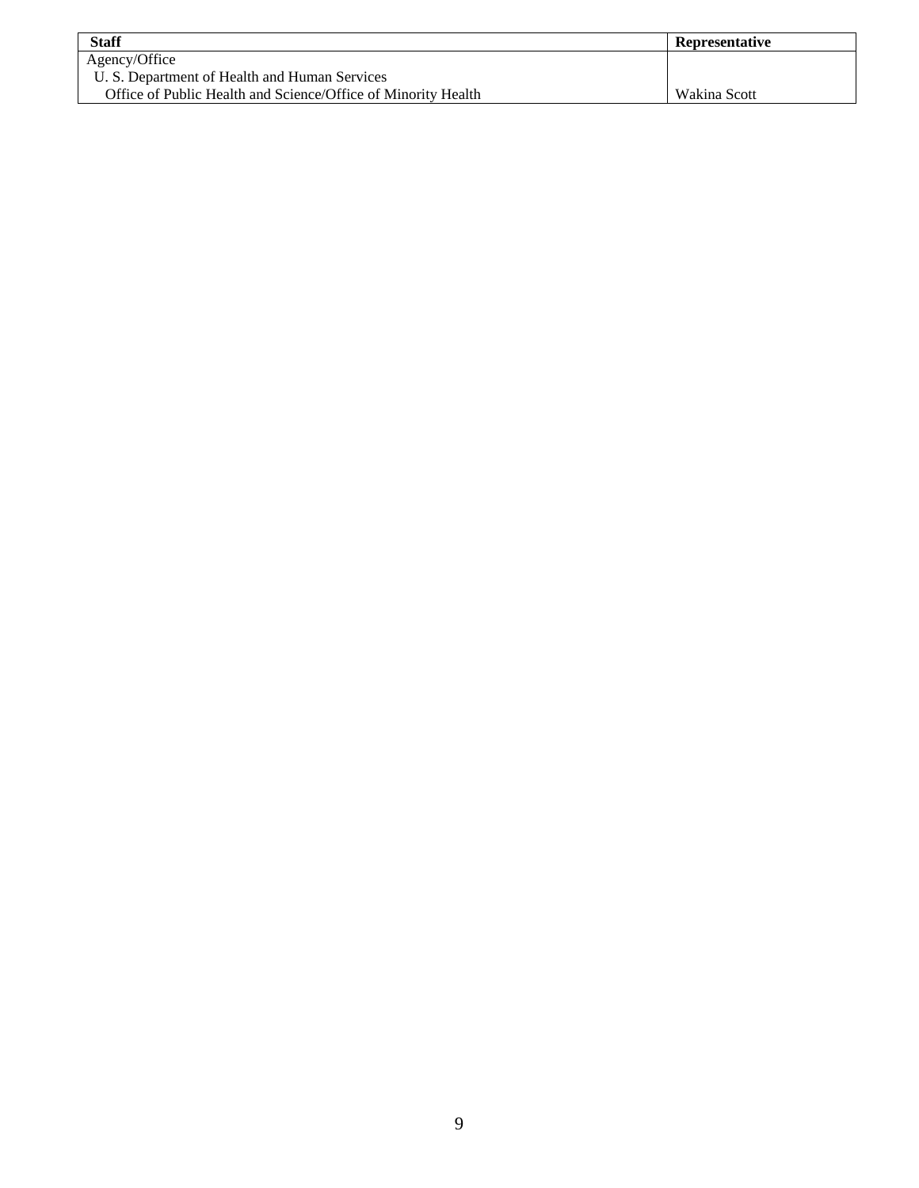| Staff | Representative |
|---|---|
| Agency/Office | |
| U. S. Department of Health and Human Services | |
| Office of Public Health and Science/Office of Minority Health | Wakina Scott |